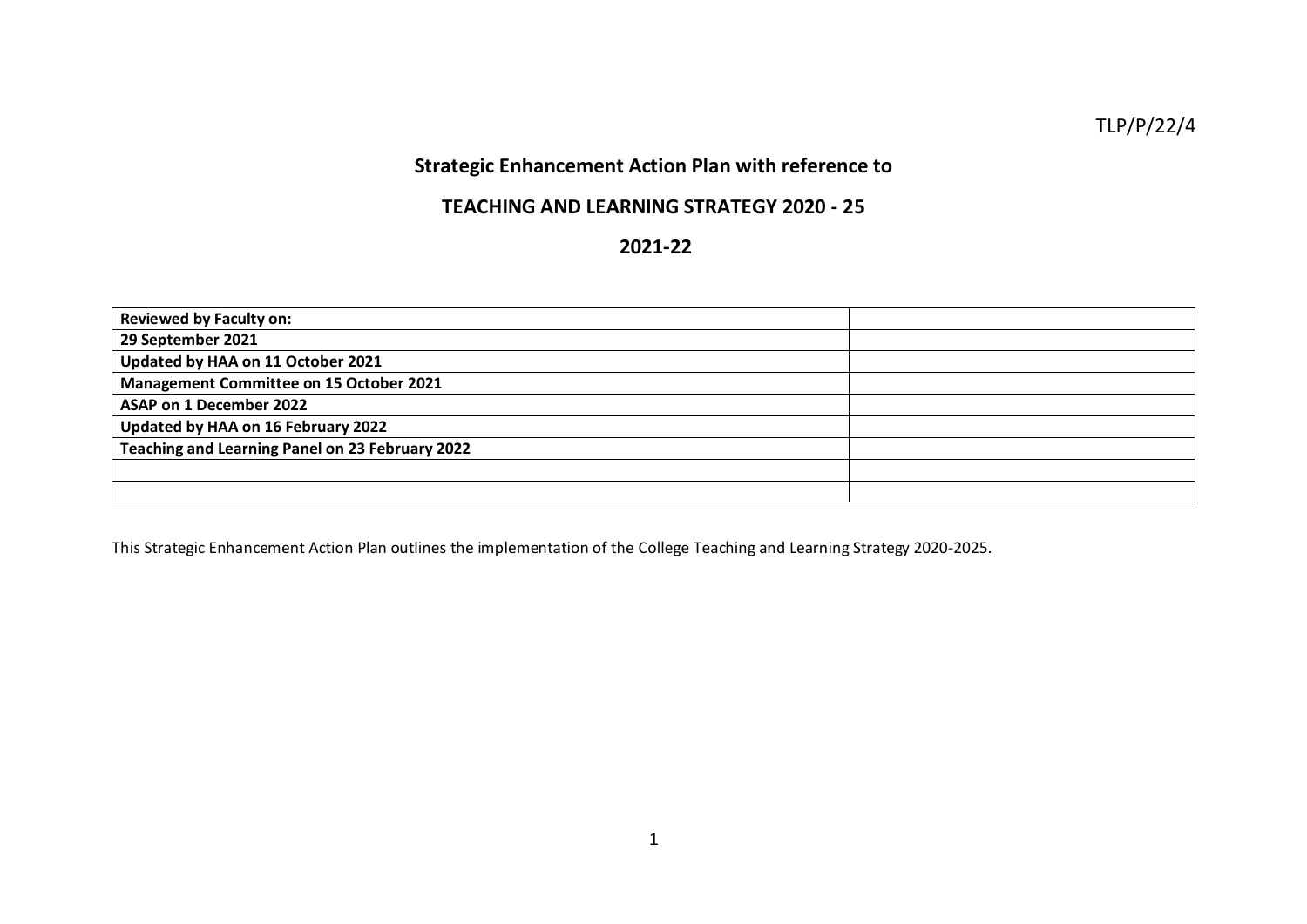TLP/P/22/4

# Strategic Enhancement Action Plan with reference to

## TEACHING AND LEARNING STRATEGY 2020 - 25

## 2021-22

| **Reviewed by Faculty on:** | |
|---|---|
| **29 September 2021** | |
| **Updated by HAA on 11 October 2021** | |
| **Management Committee on 15 October 2021** | |
| **ASAP on 1 December 2022** | |
| **Updated by HAA on 16 February 2022** | |
| **Teaching and Learning Panel on 23 February 2022** | |
| | |
| | |

This Strategic Enhancement Action Plan outlines the implementation of the College Teaching and Learning Strategy 2020-2025.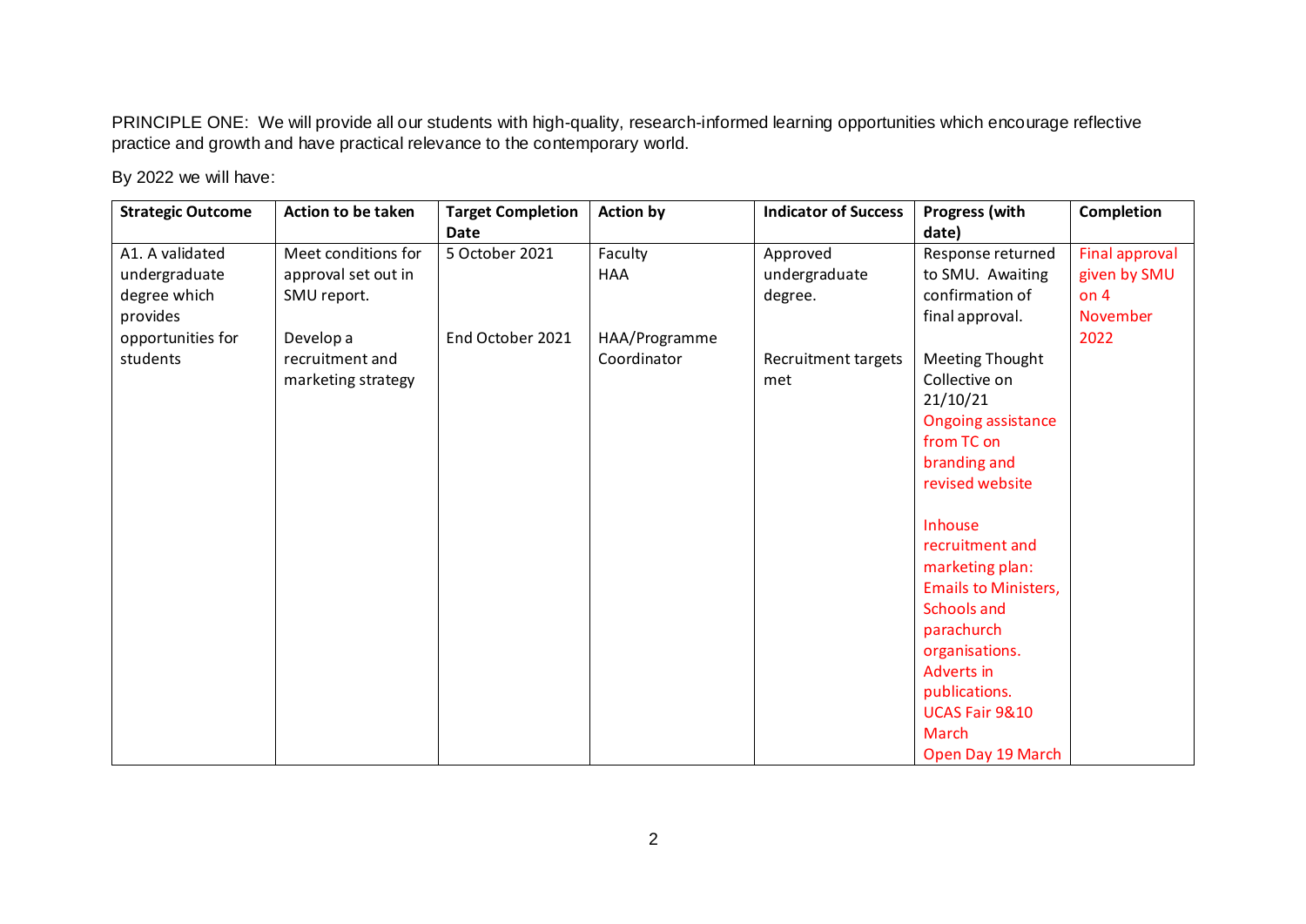PRINCIPLE ONE: We will provide all our students with high-quality, research-informed learning opportunities which encourage reflective practice and growth and have practical relevance to the contemporary world.

By 2022 we will have:

| Strategic Outcome | Action to be taken | Target Completion Date | Action by | Indicator of Success | Progress (with date) | Completion |
|---|---|---|---|---|---|---|
| A1. A validated undergraduate degree which provides opportunities for students | Meet conditions for approval set out in SMU report. | 5 October 2021 | Faculty HAA | Approved undergraduate degree. | Response returned to SMU. Awaiting confirmation of final approval. | Final approval given by SMU on 4 November 2022 |
| | Develop a recruitment and marketing strategy | End October 2021 | HAA/Programme Coordinator | Recruitment targets met | Meeting Thought Collective on 21/10/21<br>Ongoing assistance from TC on branding and revised website<br><br>Inhouse recruitment and marketing plan: Emails to Ministers, Schools and parachurch organisations. Adverts in publications. UCAS Fair 9&10 March<br>Open Day 19 March | |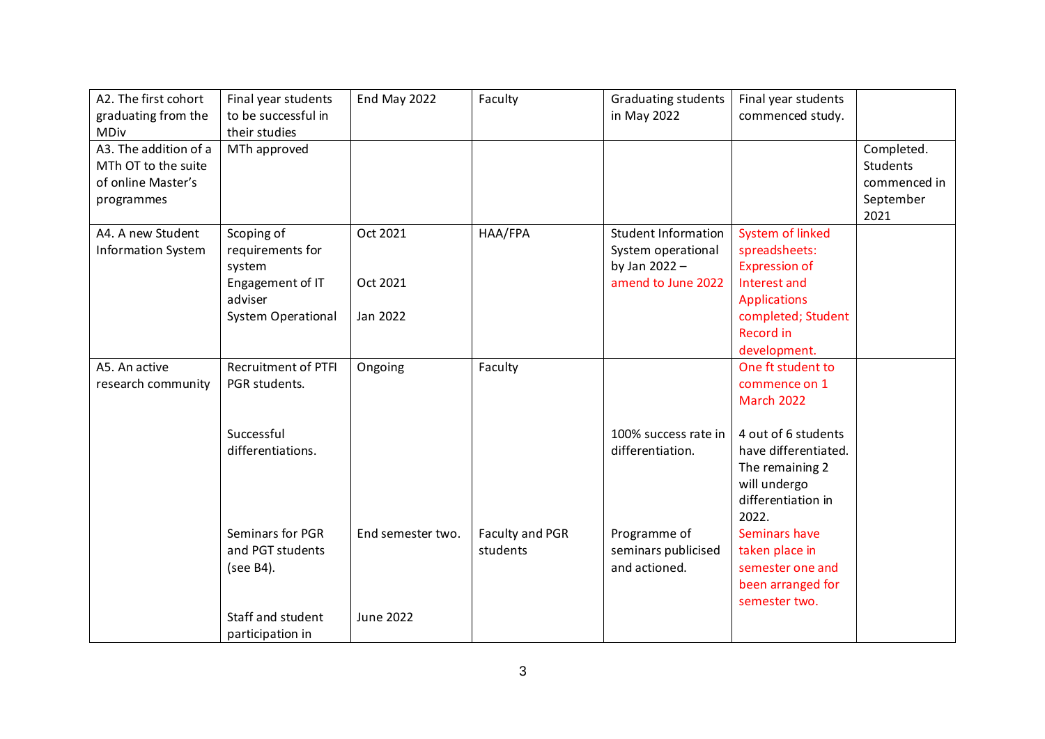| A2. The first cohort graduating from the MDiv | Final year students to be successful in their studies | End May 2022 | Faculty | Graduating students in May 2022 | Final year students commenced study. | |
|---|---|---|---|---|---|---|
| A3. The addition of a MTh OT to the suite of online Master's programmes | MTh approved | | | | | Completed. Students commenced in September 2021 |
| A4. A new Student Information System | Scoping of requirements for system<br>Engagement of IT adviser<br>System Operational | Oct 2021<br><br>Oct 2021<br><br>Jan 2022 | HAA/FPA | Student Information System operational by Jan 2022 – amend to June 2022 | System of linked spreadsheets: Expression of Interest and Applications completed; Student Record in development. | |
| A5. An active research community | Recruitment of PTFI PGR students. | Ongoing | Faculty | | One ft student to commence on 1 March 2022 | |
| | Successful differentiations. | | | 100% success rate in differentiation. | 4 out of 6 students have differentiated. The remaining 2 will undergo differentiation in 2022. | |
| | Seminars for PGR and PGT students (see B4). | End semester two. | Faculty and PGR students | Programme of seminars publicised and actioned. | Seminars have taken place in semester one and been arranged for semester two. | |
| | Staff and student participation in | June 2022 | | | | |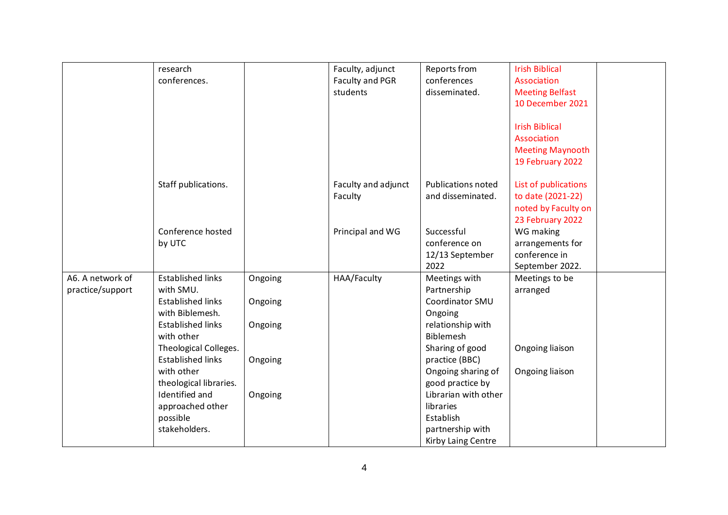| | | | | | | |
|---|---|---|---|---|---|---|
| | research conferences. | | Faculty, adjunct Faculty and PGR students | Reports from conferences disseminated. | Irish Biblical Association Meeting Belfast 10 December 2021<br><br>Irish Biblical Association Meeting Maynooth 19 February 2022 | |
| | Staff publications. | | Faculty and adjunct Faculty | Publications noted and disseminated. | List of publications to date (2021-22) noted by Faculty on 23 February 2022 | |
| | Conference hosted by UTC | | Principal and WG | Successful conference on 12/13 September 2022 | WG making arrangements for conference in September 2022. | |
| A6. A network of practice/support | Established links with SMU.<br>Established links with Biblemesh.<br>Established links with other Theological Colleges.<br>Established links with other theological libraries.<br>Identified and approached other possible stakeholders. | Ongoing<br>Ongoing<br>Ongoing<br>Ongoing<br>Ongoing | HAA/Faculty | Meetings with Partnership Coordinator SMU<br>Ongoing relationship with Biblemesh<br>Sharing of good practice (BBC)<br>Ongoing sharing of good practice by Librarian with other libraries<br>Establish partnership with Kirby Laing Centre | Meetings to be arranged<br><br>Ongoing liaison<br>Ongoing liaison | |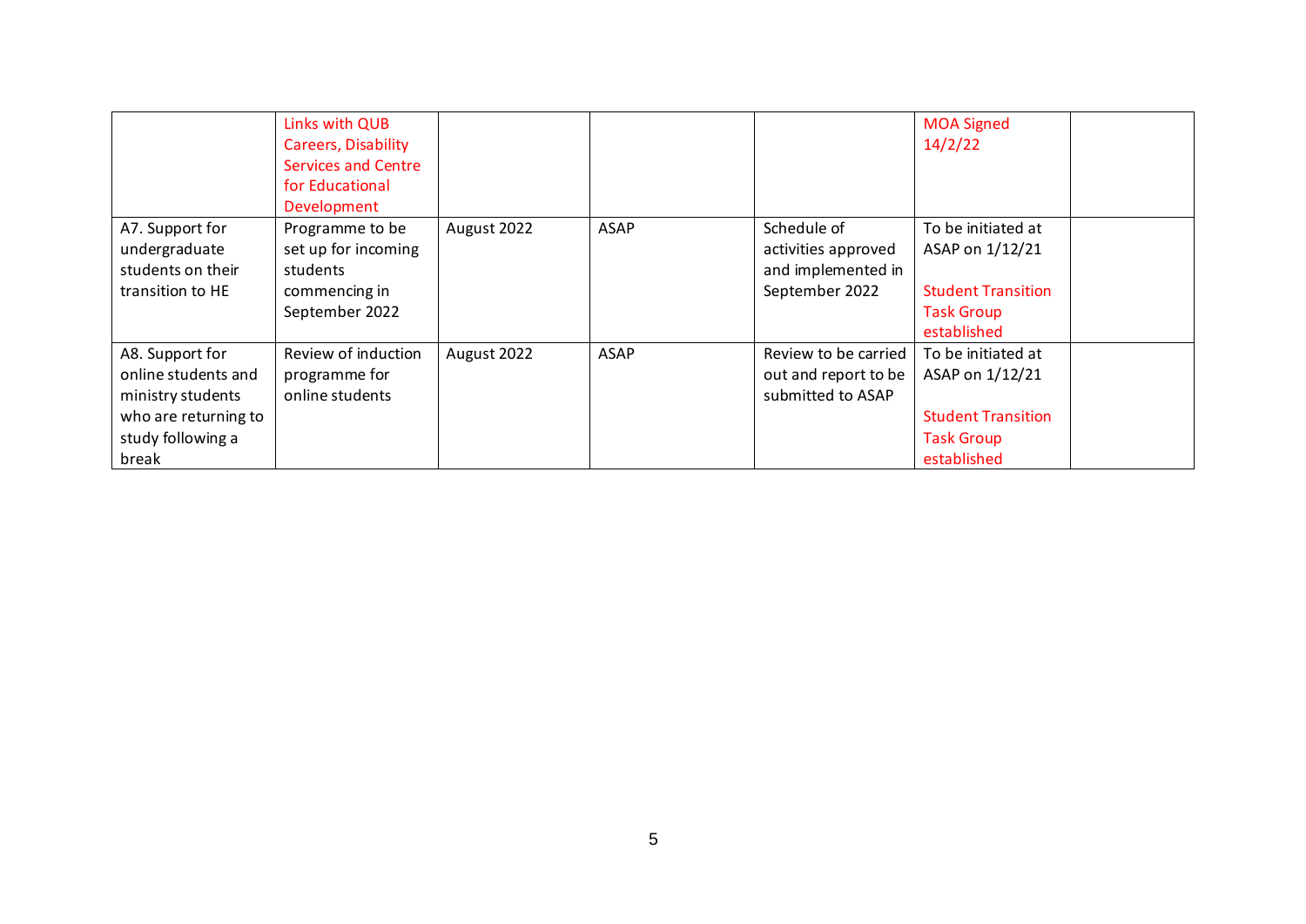| | | | | | | |
|---|---|---|---|---|---|---|
| | Links with QUB Careers, Disability Services and Centre for Educational Development | | | | MOA Signed 14/2/22 | |
| A7. Support for undergraduate students on their transition to HE | Programme to be set up for incoming students commencing in September 2022 | August 2022 | ASAP | Schedule of activities approved and implemented in September 2022 | To be initiated at ASAP on 1/12/21<br><br>Student Transition Task Group established | |
| A8. Support for online students and ministry students who are returning to study following a break | Review of induction programme for online students | August 2022 | ASAP | Review to be carried out and report to be submitted to ASAP | To be initiated at ASAP on 1/12/21<br><br>Student Transition Task Group established | |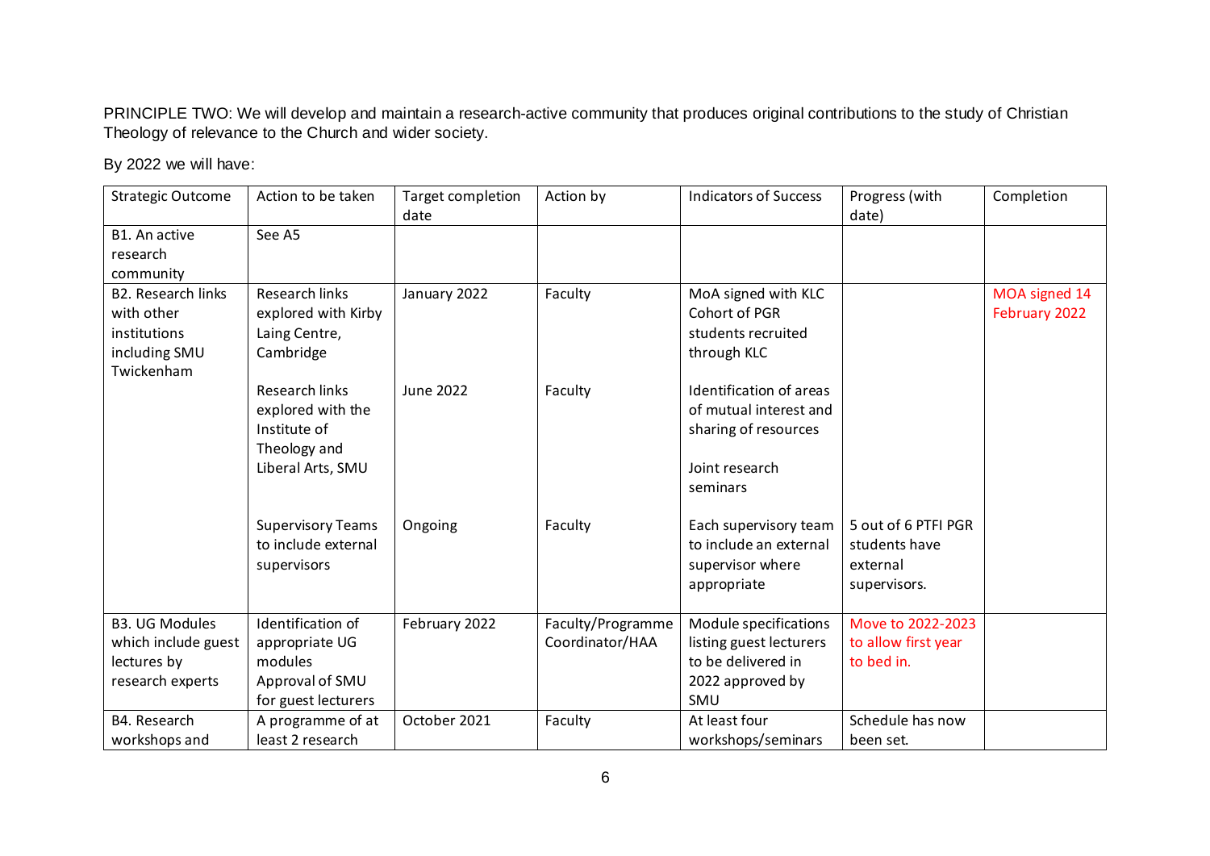PRINCIPLE TWO: We will develop and maintain a research-active community that produces original contributions to the study of Christian Theology of relevance to the Church and wider society.

By 2022 we will have:

| Strategic Outcome | Action to be taken | Target completion date | Action by | Indicators of Success | Progress (with date) | Completion |
|---|---|---|---|---|---|---|
| B1. An active research community | See A5 | | | | | |
| B2. Research links with other institutions including SMU Twickenham | Research links explored with Kirby Laing Centre, Cambridge | January 2022 | Faculty | MoA signed with KLC Cohort of PGR students recruited through KLC | | MOA signed 14 February 2022 |
| | Research links explored with the Institute of Theology and Liberal Arts, SMU | June 2022 | Faculty | Identification of areas of mutual interest and sharing of resources<br><br>Joint research seminars | | |
| | Supervisory Teams to include external supervisors | Ongoing | Faculty | Each supervisory team to include an external supervisor where appropriate | 5 out of 6 PTFI PGR students have external supervisors. | |
| B3. UG Modules which include guest lectures by research experts | Identification of appropriate UG modules Approval of SMU for guest lecturers | February 2022 | Faculty/Programme Coordinator/HAA | Module specifications listing guest lecturers to be delivered in 2022 approved by SMU | Move to 2022-2023 to allow first year to bed in. | |
| B4. Research workshops and | A programme of at least 2 research | October 2021 | Faculty | At least four workshops/seminars | Schedule has now been set. | |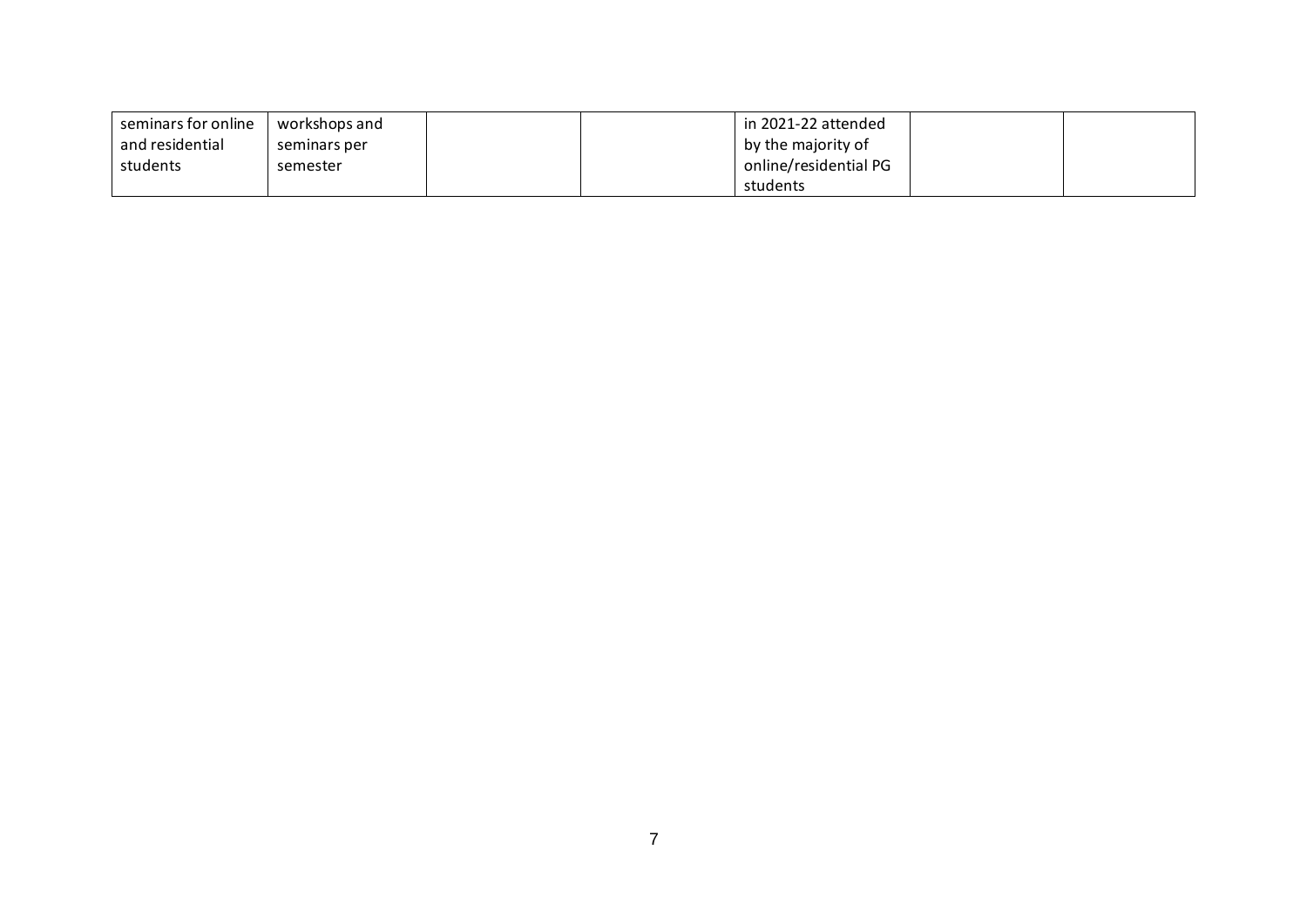| | | | | | | |
|---|---|---|---|---|---|---|
| seminars for online and residential students | workshops and seminars per semester | | | in 2021-22 attended by the majority of online/residential PG students | | |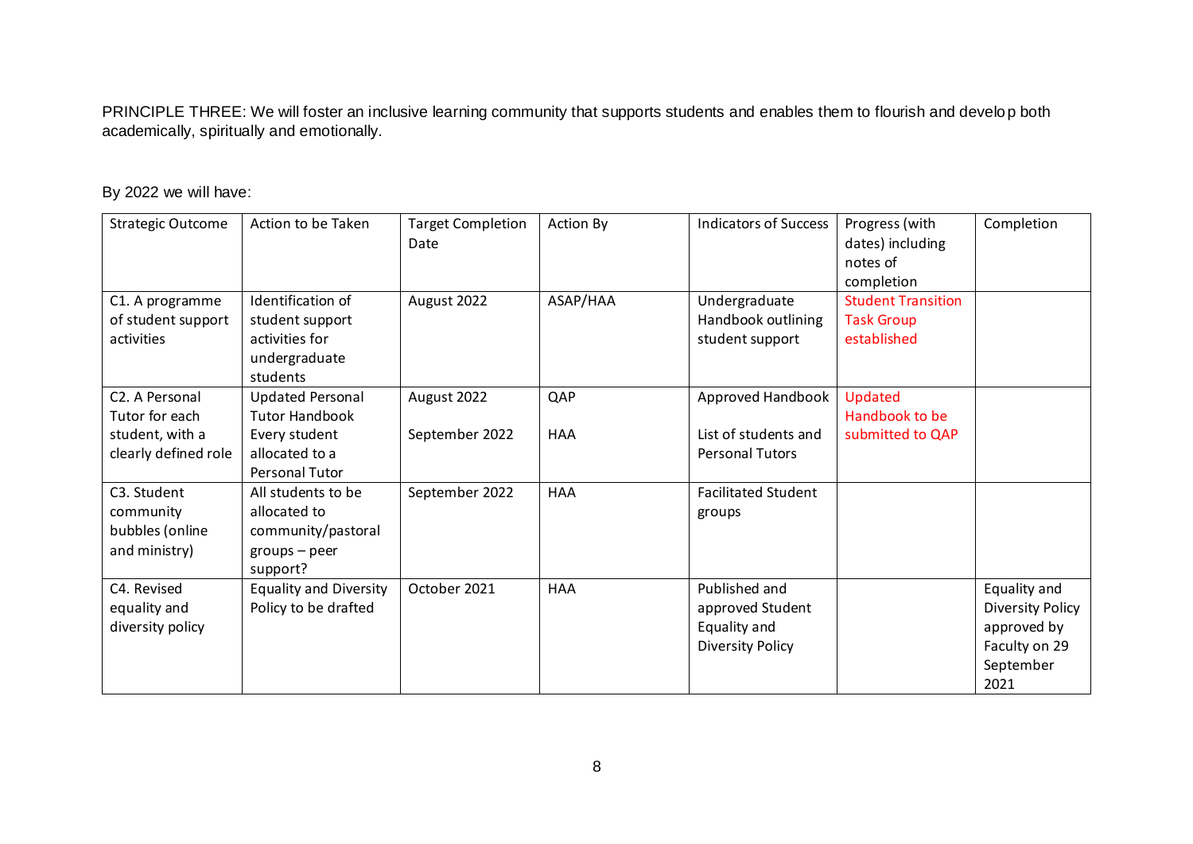PRINCIPLE THREE: We will foster an inclusive learning community that supports students and enables them to flourish and develop both academically, spiritually and emotionally.

By 2022 we will have:

| Strategic Outcome | Action to be Taken | Target Completion Date | Action By | Indicators of Success | Progress (with dates) including notes of completion | Completion |
|---|---|---|---|---|---|---|
| C1. A programme of student support activities | Identification of student support activities for undergraduate students | August 2022 | ASAP/HAA | Undergraduate Handbook outlining student support | Student Transition Task Group established | |
| C2. A Personal Tutor for each student, with a clearly defined role | Updated Personal Tutor Handbook<br>Every student allocated to a Personal Tutor | August 2022<br>September 2022 | QAP<br>HAA | Approved Handbook<br>List of students and Personal Tutors | Updated Handbook to be submitted to QAP | |
| C3. Student community bubbles (online and ministry) | All students to be allocated to community/pastoral groups – peer support? | September 2022 | HAA | Facilitated Student groups | | |
| C4. Revised equality and diversity policy | Equality and Diversity Policy to be drafted | October 2021 | HAA | Published and approved Student Equality and Diversity Policy | | Equality and Diversity Policy approved by Faculty on 29 September 2021 |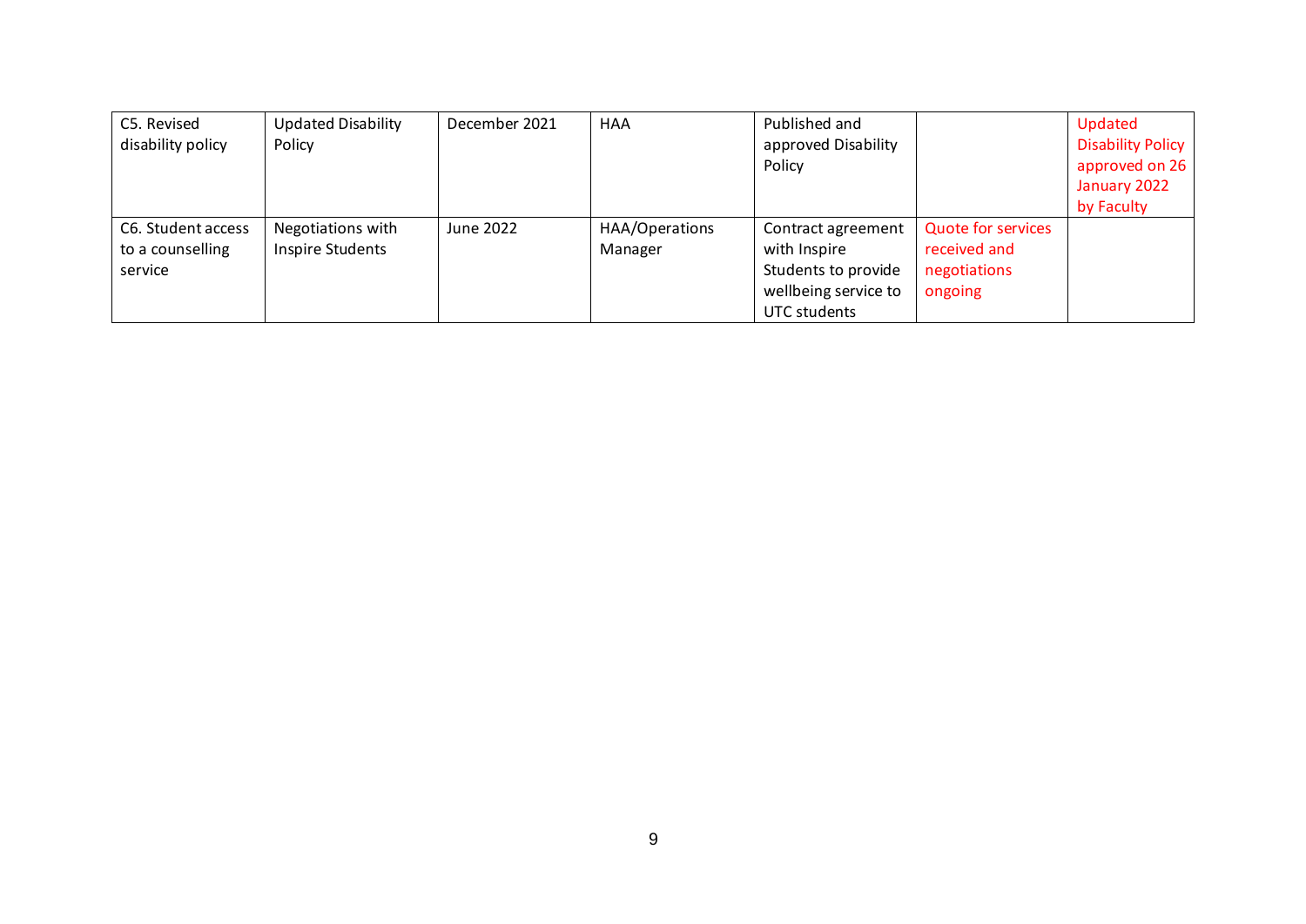| C5. Revised disability policy | Updated Disability Policy | December 2021 | HAA | Published and approved Disability Policy | | Updated Disability Policy approved on 26 January 2022 by Faculty |
|---|---|---|---|---|---|---|
| C6. Student access to a counselling service | Negotiations with Inspire Students | June 2022 | HAA/Operations Manager | Contract agreement with Inspire Students to provide wellbeing service to UTC students | Quote for services received and negotiations ongoing | |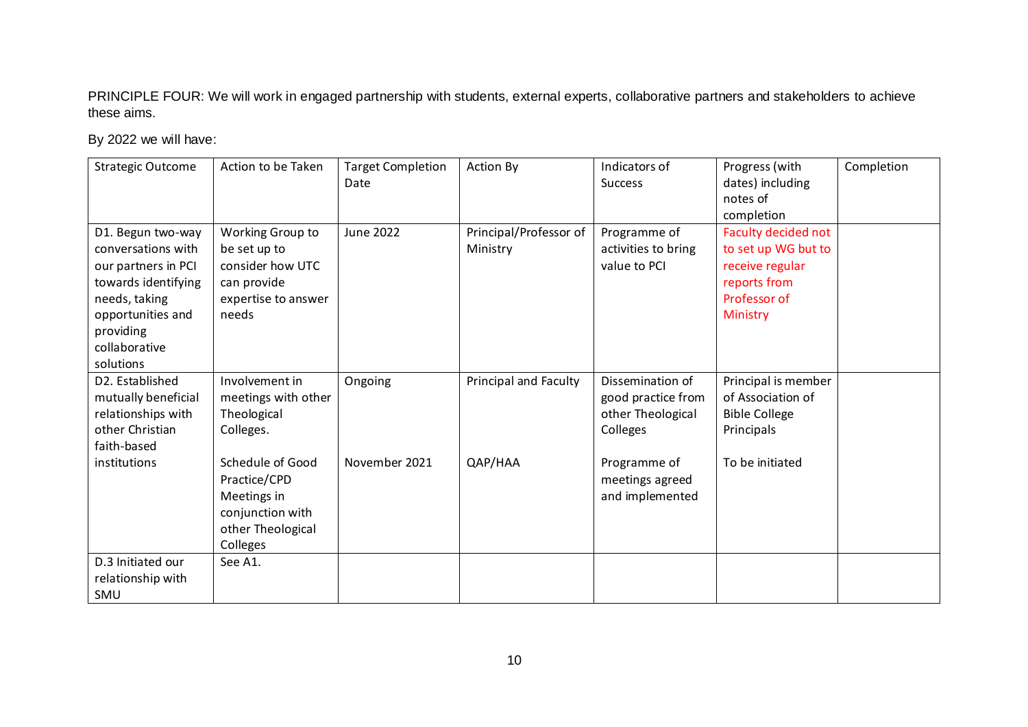PRINCIPLE FOUR: We will work in engaged partnership with students, external experts, collaborative partners and stakeholders to achieve these aims.

By 2022 we will have:

| Strategic Outcome | Action to be Taken | Target Completion Date | Action By | Indicators of Success | Progress (with dates) including notes of completion | Completion |
|---|---|---|---|---|---|---|
| D1. Begun two-way conversations with our partners in PCI towards identifying needs, taking opportunities and providing collaborative solutions | Working Group to be set up to consider how UTC can provide expertise to answer needs | June 2022 | Principal/Professor of Ministry | Programme of activities to bring value to PCI | Faculty decided not to set up WG but to receive regular reports from Professor of Ministry | |
| D2. Established mutually beneficial relationships with other Christian faith-based institutions | Involvement in meetings with other Theological Colleges. | Ongoing | Principal and Faculty | Dissemination of good practice from other Theological Colleges | Principal is member of Association of Bible College Principals | |
| | Schedule of Good Practice/CPD Meetings in conjunction with other Theological Colleges | November 2021 | QAP/HAA | Programme of meetings agreed and implemented | To be initiated | |
| D.3 Initiated our relationship with SMU | See A1. | | | | | |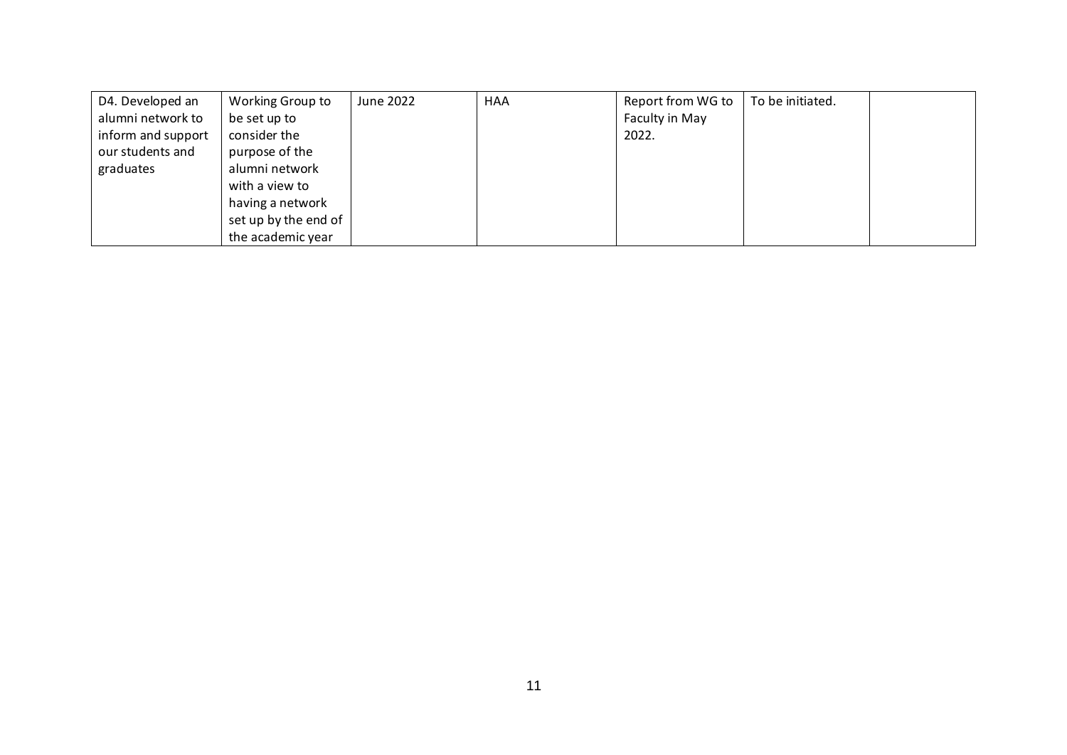| | | | | | | |
|---|---|---|---|---|---|---|
| D4. Developed an alumni network to inform and support our students and graduates | Working Group to be set up to consider the purpose of the alumni network with a view to having a network set up by the end of the academic year | June 2022 | HAA | Report from WG to Faculty in May 2022. | To be initiated. | |